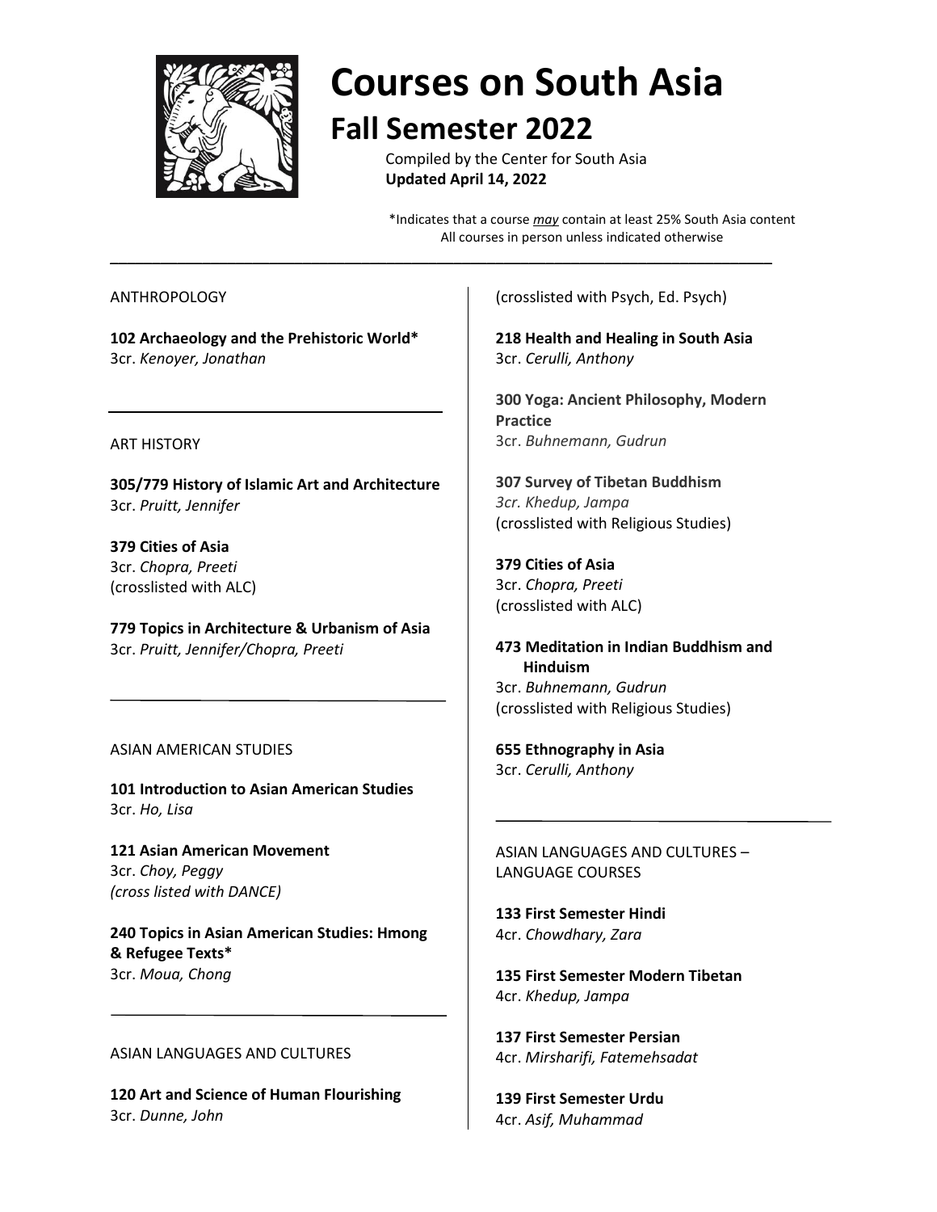# Courses on South Asia

## Fall Semester 2022

Compiled by the Center for South Asia
**Updated April 14, 2022**

*Indicates that a course *may* contain at least 25% South Asia content
All courses in person unless indicated otherwise

---

ANTHROPOLOGY

**102 Archaeology and the Prehistoric World***
3cr. *Kenoyer, Jonathan*

---

ART HISTORY

**305/779 History of Islamic Art and Architecture**
3cr. *Pruitt, Jennifer*

**379 Cities of Asia**
3cr. *Chopra, Preeti*
(crosslisted with ALC)

**779 Topics in Architecture & Urbanism of Asia**
3cr. *Pruitt, Jennifer/Chopra, Preeti*

---

ASIAN AMERICAN STUDIES

**101 Introduction to Asian American Studies**
3cr. *Ho, Lisa*

**121 Asian American Movement**
3cr. *Choy, Peggy*
*(cross listed with DANCE)*

**240 Topics in Asian American Studies: Hmong & Refugee Texts***
3cr. *Moua, Chong*

---

ASIAN LANGUAGES AND CULTURES

**120 Art and Science of Human Flourishing**
3cr. *Dunne, John*
(crosslisted with Psych, Ed. Psych)

**218 Health and Healing in South Asia**
3cr. *Cerulli, Anthony*

**300 Yoga: Ancient Philosophy, Modern Practice**
3cr. *Buhnemann, Gudrun*

**307 Survey of Tibetan Buddhism**
*3cr. Khedup, Jampa*
(crosslisted with Religious Studies)

**379 Cities of Asia**
3cr. *Chopra, Preeti*
(crosslisted with ALC)

**473 Meditation in Indian Buddhism and Hinduism**
3cr. *Buhnemann, Gudrun*
(crosslisted with Religious Studies)

**655 Ethnography in Asia**
3cr. *Cerulli, Anthony*

---

ASIAN LANGUAGES AND CULTURES – LANGUAGE COURSES

**133 First Semester Hindi**
4cr. *Chowdhary, Zara*

**135 First Semester Modern Tibetan**
4cr. *Khedup, Jampa*

**137 First Semester Persian**
4cr. *Mirsharifi, Fatemehsadat*

**139 First Semester Urdu**
4cr. *Asif, Muhammad*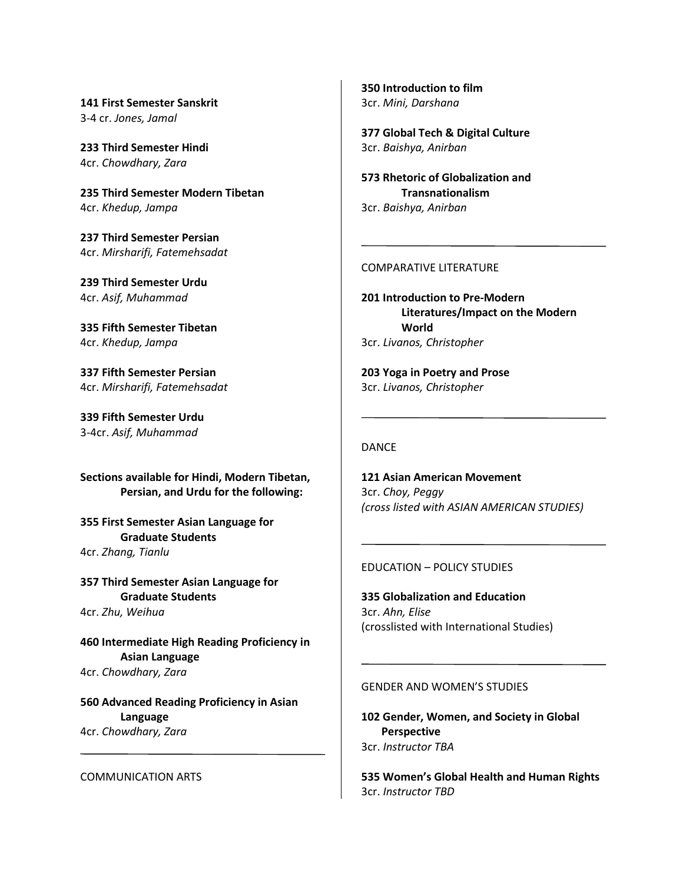**141 First Semester Sanskrit**
3-4 cr. *Jones, Jamal*

**233 Third Semester Hindi**
4cr. *Chowdhary, Zara*

**235 Third Semester Modern Tibetan**
4cr. *Khedup, Jampa*

**237 Third Semester Persian**
4cr. *Mirsharifi, Fatemehsadat*

**239 Third Semester Urdu**
4cr. *Asif, Muhammad*

**335 Fifth Semester Tibetan**
4cr. *Khedup, Jampa*

**337 Fifth Semester Persian**
4cr. *Mirsharifi, Fatemehsadat*

**339 Fifth Semester Urdu**
3-4cr. *Asif, Muhammad*

**Sections available for Hindi, Modern Tibetan, Persian, and Urdu for the following:**

**355 First Semester Asian Language for Graduate Students**
4cr. *Zhang, Tianlu*

**357 Third Semester Asian Language for Graduate Students**
4cr. *Zhu, Weihua*

**460 Intermediate High Reading Proficiency in Asian Language**
4cr. *Chowdhary, Zara*

**560 Advanced Reading Proficiency in Asian Language**
4cr. *Chowdhary, Zara*

---

COMMUNICATION ARTS

**350 Introduction to film**
3cr. *Mini, Darshana*

**377 Global Tech & Digital Culture**
3cr. *Baishya, Anirban*

**573 Rhetoric of Globalization and Transnationalism**
3cr. *Baishya, Anirban*

---

COMPARATIVE LITERATURE

**201 Introduction to Pre-Modern Literatures/Impact on the Modern World**
3cr. *Livanos, Christopher*

**203 Yoga in Poetry and Prose**
3cr. *Livanos, Christopher*

---

DANCE

**121 Asian American Movement**
3cr. *Choy, Peggy*
*(cross listed with ASIAN AMERICAN STUDIES)*

---

EDUCATION – POLICY STUDIES

**335 Globalization and Education**
3cr. *Ahn, Elise*
(crosslisted with International Studies)

---

GENDER AND WOMEN'S STUDIES

**102 Gender, Women, and Society in Global Perspective**
3cr. *Instructor TBA*

**535 Women's Global Health and Human Rights**
3cr. *Instructor TBD*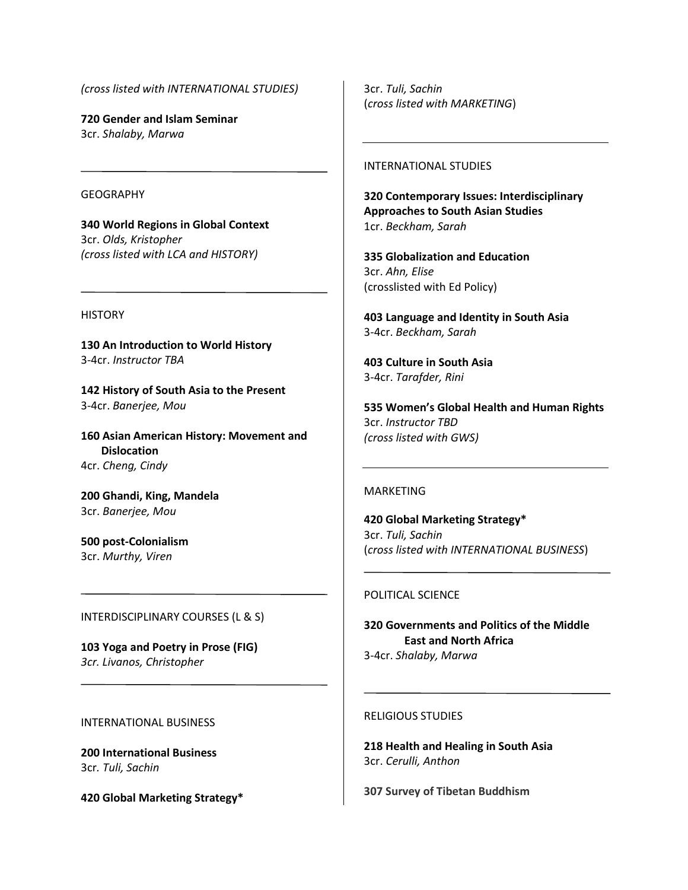*(cross listed with INTERNATIONAL STUDIES)*

**720 Gender and Islam Seminar**
3cr. *Shalaby, Marwa*

---

GEOGRAPHY

**340 World Regions in Global Context**
3cr. *Olds, Kristopher*
*(cross listed with LCA and HISTORY)*

---

HISTORY

**130 An Introduction to World History**
3-4cr. *Instructor TBA*

**142 History of South Asia to the Present**
3-4cr. *Banerjee, Mou*

**160 Asian American History: Movement and Dislocation**
4cr. *Cheng, Cindy*

**200 Ghandi, King, Mandela**
3cr. *Banerjee, Mou*

**500 post-Colonialism**
3cr. *Murthy, Viren*

---

INTERDISCIPLINARY COURSES (L & S)

**103 Yoga and Poetry in Prose (FIG)**
*3cr. Livanos, Christopher*

---

INTERNATIONAL BUSINESS

**200 International Business**
3cr. *Tuli, Sachin*

**420 Global Marketing Strategy***
3cr. *Tuli, Sachin*
(*cross listed with MARKETING*)

---

INTERNATIONAL STUDIES

**320 Contemporary Issues: Interdisciplinary Approaches to South Asian Studies**
1cr. *Beckham, Sarah*

**335 Globalization and Education**
3cr. *Ahn, Elise*
(crosslisted with Ed Policy)

**403 Language and Identity in South Asia**
3-4cr. *Beckham, Sarah*

**403 Culture in South Asia**
3-4cr. *Tarafder, Rini*

**535 Women's Global Health and Human Rights**
3cr. *Instructor TBD*
*(cross listed with GWS)*

---

MARKETING

**420 Global Marketing Strategy***
3cr. *Tuli, Sachin*
(*cross listed with INTERNATIONAL BUSINESS*)

---

POLITICAL SCIENCE

**320 Governments and Politics of the Middle East and North Africa**
3-4cr. *Shalaby, Marwa*

---

RELIGIOUS STUDIES

**218 Health and Healing in South Asia**
3cr. *Cerulli, Anthon*

**307 Survey of Tibetan Buddhism**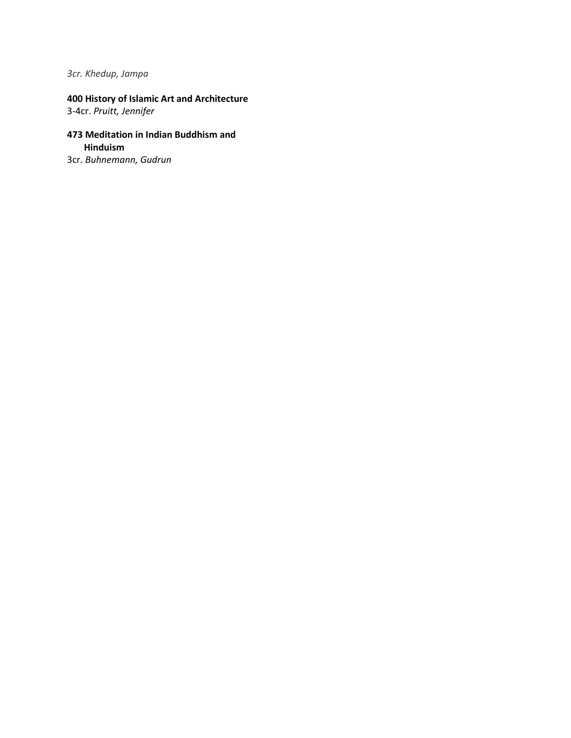*3cr. Khedup, Jampa*

**400 History of Islamic Art and Architecture**
3-4cr. *Pruitt, Jennifer*

**473 Meditation in Indian Buddhism and Hinduism**
3cr. *Buhnemann, Gudrun*